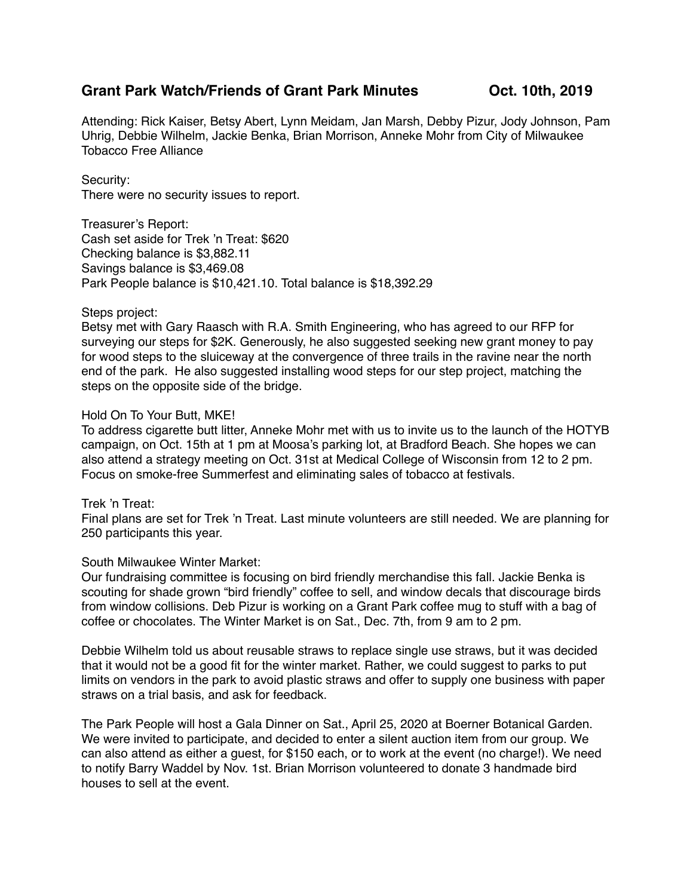# Grant Park Watch/Friends of Grant Park Minutes Oct. 10th, 2019

Attending: Rick Kaiser, Betsy Abert, Lynn Meidam, Jan Marsh, Debby Pizur, Jody Johnson, Pam Uhrig, Debbie Wilhelm, Jackie Benka, Brian Morrison, Anneke Mohr from City of Milwaukee Tobacco Free Alliance

Security:
There were no security issues to report.

Treasurer's Report:
Cash set aside for Trek 'n Treat: $620
Checking balance is $3,882.11
Savings balance is $3,469.08
Park People balance is $10,421.10. Total balance is $18,392.29

Steps project:
Betsy met with Gary Raasch with R.A. Smith Engineering, who has agreed to our RFP for surveying our steps for $2K. Generously, he also suggested seeking new grant money to pay for wood steps to the sluiceway at the convergence of three trails in the ravine near the north end of the park. He also suggested installing wood steps for our step project, matching the steps on the opposite side of the bridge.

Hold On To Your Butt, MKE!
To address cigarette butt litter, Anneke Mohr met with us to invite us to the launch of the HOTYB campaign, on Oct. 15th at 1 pm at Moosa's parking lot, at Bradford Beach. She hopes we can also attend a strategy meeting on Oct. 31st at Medical College of Wisconsin from 12 to 2 pm. Focus on smoke-free Summerfest and eliminating sales of tobacco at festivals.

Trek 'n Treat:
Final plans are set for Trek 'n Treat. Last minute volunteers are still needed. We are planning for 250 participants this year.

South Milwaukee Winter Market:
Our fundraising committee is focusing on bird friendly merchandise this fall. Jackie Benka is scouting for shade grown "bird friendly" coffee to sell, and window decals that discourage birds from window collisions. Deb Pizur is working on a Grant Park coffee mug to stuff with a bag of coffee or chocolates. The Winter Market is on Sat., Dec. 7th, from 9 am to 2 pm.

Debbie Wilhelm told us about reusable straws to replace single use straws, but it was decided that it would not be a good fit for the winter market. Rather, we could suggest to parks to put limits on vendors in the park to avoid plastic straws and offer to supply one business with paper straws on a trial basis, and ask for feedback.

The Park People will host a Gala Dinner on Sat., April 25, 2020 at Boerner Botanical Garden. We were invited to participate, and decided to enter a silent auction item from our group. We can also attend as either a guest, for $150 each, or to work at the event (no charge!). We need to notify Barry Waddel by Nov. 1st. Brian Morrison volunteered to donate 3 handmade bird houses to sell at the event.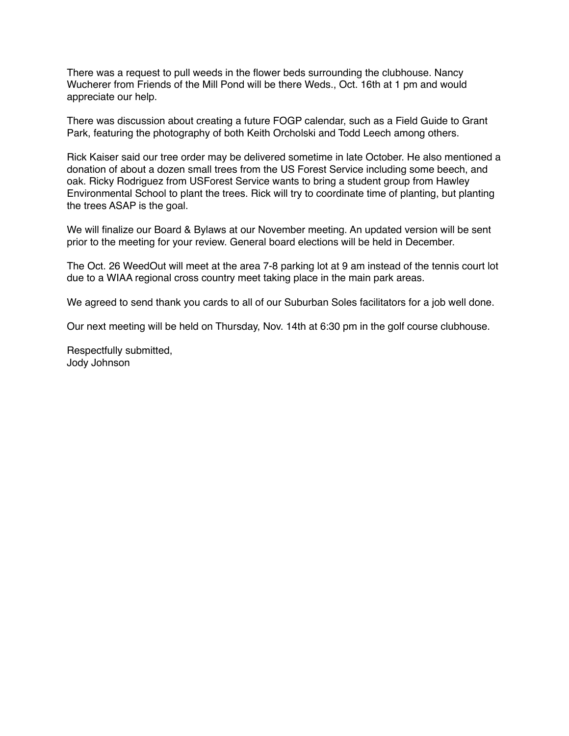There was a request to pull weeds in the flower beds surrounding the clubhouse. Nancy Wucherer from Friends of the Mill Pond will be there Weds., Oct. 16th at 1 pm and would appreciate our help.

There was discussion about creating a future FOGP calendar, such as a Field Guide to Grant Park, featuring the photography of both Keith Orcholski and Todd Leech among others.

Rick Kaiser said our tree order may be delivered sometime in late October. He also mentioned a donation of about a dozen small trees from the US Forest Service including some beech, and oak. Ricky Rodriguez from USForest Service wants to bring a student group from Hawley Environmental School to plant the trees. Rick will try to coordinate time of planting, but planting the trees ASAP is the goal.

We will finalize our Board & Bylaws at our November meeting. An updated version will be sent prior to the meeting for your review. General board elections will be held in December.

The Oct. 26 WeedOut will meet at the area 7-8 parking lot at 9 am instead of the tennis court lot due to a WIAA regional cross country meet taking place in the main park areas.

We agreed to send thank you cards to all of our Suburban Soles facilitators for a job well done.

Our next meeting will be held on Thursday, Nov. 14th at 6:30 pm in the golf course clubhouse.

Respectfully submitted,
Jody Johnson